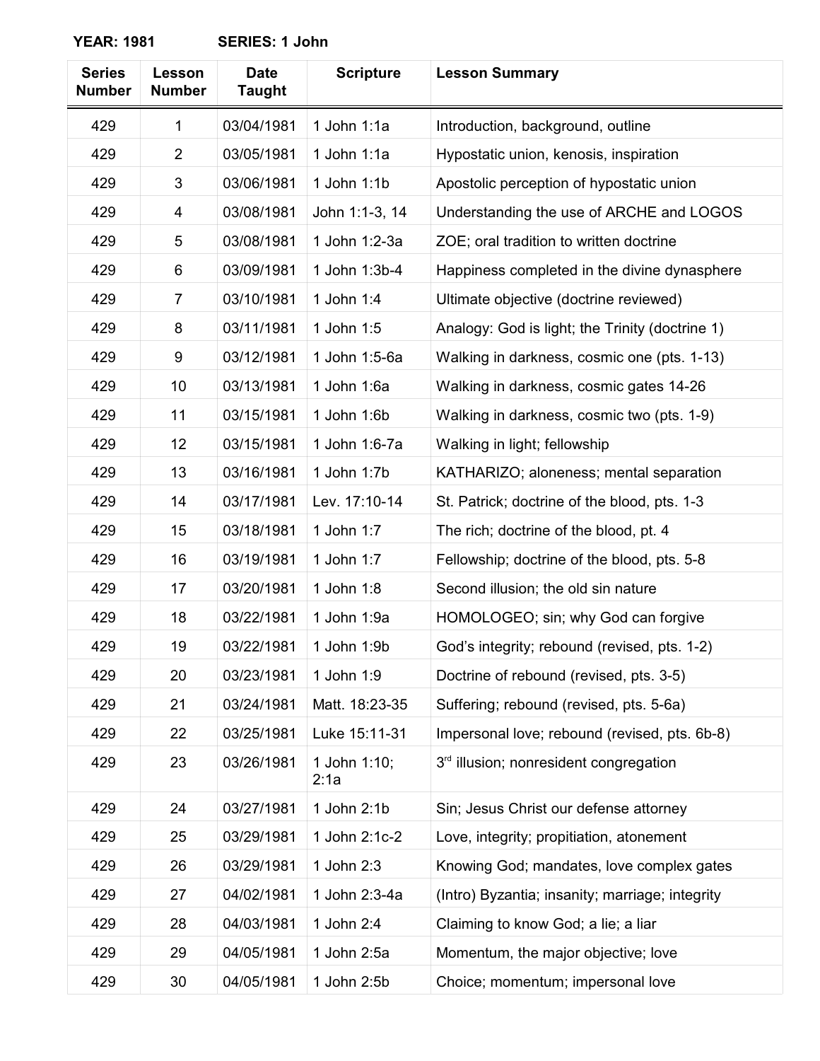**YEAR: 1981 SERIES: 1 John**

| Series Number | Lesson Number | Date Taught | Scripture | Lesson Summary |
|---|---|---|---|---|
| 429 | 1 | 03/04/1981 | 1 John 1:1a | Introduction, background, outline |
| 429 | 2 | 03/05/1981 | 1 John 1:1a | Hypostatic union, kenosis, inspiration |
| 429 | 3 | 03/06/1981 | 1 John 1:1b | Apostolic perception of hypostatic union |
| 429 | 4 | 03/08/1981 | John 1:1-3, 14 | Understanding the use of ARCHE and LOGOS |
| 429 | 5 | 03/08/1981 | 1 John 1:2-3a | ZOE; oral tradition to written doctrine |
| 429 | 6 | 03/09/1981 | 1 John 1:3b-4 | Happiness completed in the divine dynasphere |
| 429 | 7 | 03/10/1981 | 1 John 1:4 | Ultimate objective (doctrine reviewed) |
| 429 | 8 | 03/11/1981 | 1 John 1:5 | Analogy: God is light; the Trinity (doctrine 1) |
| 429 | 9 | 03/12/1981 | 1 John 1:5-6a | Walking in darkness, cosmic one (pts. 1-13) |
| 429 | 10 | 03/13/1981 | 1 John 1:6a | Walking in darkness, cosmic gates 14-26 |
| 429 | 11 | 03/15/1981 | 1 John 1:6b | Walking in darkness, cosmic two (pts. 1-9) |
| 429 | 12 | 03/15/1981 | 1 John 1:6-7a | Walking in light; fellowship |
| 429 | 13 | 03/16/1981 | 1 John 1:7b | KATHARIZO; aloneness; mental separation |
| 429 | 14 | 03/17/1981 | Lev. 17:10-14 | St. Patrick; doctrine of the blood, pts. 1-3 |
| 429 | 15 | 03/18/1981 | 1 John 1:7 | The rich; doctrine of the blood, pt. 4 |
| 429 | 16 | 03/19/1981 | 1 John 1:7 | Fellowship; doctrine of the blood, pts. 5-8 |
| 429 | 17 | 03/20/1981 | 1 John 1:8 | Second illusion; the old sin nature |
| 429 | 18 | 03/22/1981 | 1 John 1:9a | HOMOLOGEO; sin; why God can forgive |
| 429 | 19 | 03/22/1981 | 1 John 1:9b | God's integrity; rebound (revised, pts. 1-2) |
| 429 | 20 | 03/23/1981 | 1 John 1:9 | Doctrine of rebound (revised, pts. 3-5) |
| 429 | 21 | 03/24/1981 | Matt. 18:23-35 | Suffering; rebound (revised, pts. 5-6a) |
| 429 | 22 | 03/25/1981 | Luke 15:11-31 | Impersonal love; rebound (revised, pts. 6b-8) |
| 429 | 23 | 03/26/1981 | 1 John 1:10; 2:1a | 3rd illusion; nonresident congregation |
| 429 | 24 | 03/27/1981 | 1 John 2:1b | Sin; Jesus Christ our defense attorney |
| 429 | 25 | 03/29/1981 | 1 John 2:1c-2 | Love, integrity; propitiation, atonement |
| 429 | 26 | 03/29/1981 | 1 John 2:3 | Knowing God; mandates, love complex gates |
| 429 | 27 | 04/02/1981 | 1 John 2:3-4a | (Intro) Byzantia; insanity; marriage; integrity |
| 429 | 28 | 04/03/1981 | 1 John 2:4 | Claiming to know God; a lie; a liar |
| 429 | 29 | 04/05/1981 | 1 John 2:5a | Momentum, the major objective; love |
| 429 | 30 | 04/05/1981 | 1 John 2:5b | Choice; momentum; impersonal love |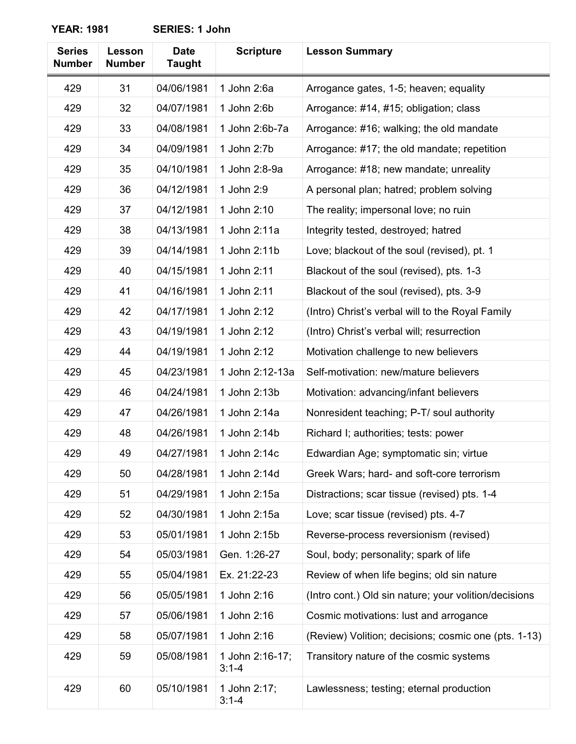**YEAR: 1981 SERIES: 1 John**

| Series Number | Lesson Number | Date Taught | Scripture | Lesson Summary |
|---|---|---|---|---|
| 429 | 31 | 04/06/1981 | 1 John 2:6a | Arrogance gates, 1-5; heaven; equality |
| 429 | 32 | 04/07/1981 | 1 John 2:6b | Arrogance: #14, #15; obligation; class |
| 429 | 33 | 04/08/1981 | 1 John 2:6b-7a | Arrogance: #16; walking; the old mandate |
| 429 | 34 | 04/09/1981 | 1 John 2:7b | Arrogance: #17; the old mandate; repetition |
| 429 | 35 | 04/10/1981 | 1 John 2:8-9a | Arrogance: #18; new mandate; unreality |
| 429 | 36 | 04/12/1981 | 1 John 2:9 | A personal plan; hatred; problem solving |
| 429 | 37 | 04/12/1981 | 1 John 2:10 | The reality; impersonal love; no ruin |
| 429 | 38 | 04/13/1981 | 1 John 2:11a | Integrity tested, destroyed; hatred |
| 429 | 39 | 04/14/1981 | 1 John 2:11b | Love; blackout of the soul (revised), pt. 1 |
| 429 | 40 | 04/15/1981 | 1 John 2:11 | Blackout of the soul (revised), pts. 1-3 |
| 429 | 41 | 04/16/1981 | 1 John 2:11 | Blackout of the soul (revised), pts. 3-9 |
| 429 | 42 | 04/17/1981 | 1 John 2:12 | (Intro) Christ's verbal will to the Royal Family |
| 429 | 43 | 04/19/1981 | 1 John 2:12 | (Intro) Christ's verbal will; resurrection |
| 429 | 44 | 04/19/1981 | 1 John 2:12 | Motivation challenge to new believers |
| 429 | 45 | 04/23/1981 | 1 John 2:12-13a | Self-motivation: new/mature believers |
| 429 | 46 | 04/24/1981 | 1 John 2:13b | Motivation: advancing/infant believers |
| 429 | 47 | 04/26/1981 | 1 John 2:14a | Nonresident teaching; P-T/ soul authority |
| 429 | 48 | 04/26/1981 | 1 John 2:14b | Richard I; authorities; tests: power |
| 429 | 49 | 04/27/1981 | 1 John 2:14c | Edwardian Age; symptomatic sin; virtue |
| 429 | 50 | 04/28/1981 | 1 John 2:14d | Greek Wars; hard- and soft-core terrorism |
| 429 | 51 | 04/29/1981 | 1 John 2:15a | Distractions; scar tissue (revised) pts. 1-4 |
| 429 | 52 | 04/30/1981 | 1 John 2:15a | Love; scar tissue (revised) pts. 4-7 |
| 429 | 53 | 05/01/1981 | 1 John 2:15b | Reverse-process reversionism (revised) |
| 429 | 54 | 05/03/1981 | Gen. 1:26-27 | Soul, body; personality; spark of life |
| 429 | 55 | 05/04/1981 | Ex. 21:22-23 | Review of when life begins; old sin nature |
| 429 | 56 | 05/05/1981 | 1 John 2:16 | (Intro cont.) Old sin nature; your volition/decisions |
| 429 | 57 | 05/06/1981 | 1 John 2:16 | Cosmic motivations: lust and arrogance |
| 429 | 58 | 05/07/1981 | 1 John 2:16 | (Review) Volition; decisions; cosmic one (pts. 1-13) |
| 429 | 59 | 05/08/1981 | 1 John 2:16-17; 3:1-4 | Transitory nature of the cosmic systems |
| 429 | 60 | 05/10/1981 | 1 John 2:17; 3:1-4 | Lawlessness; testing; eternal production |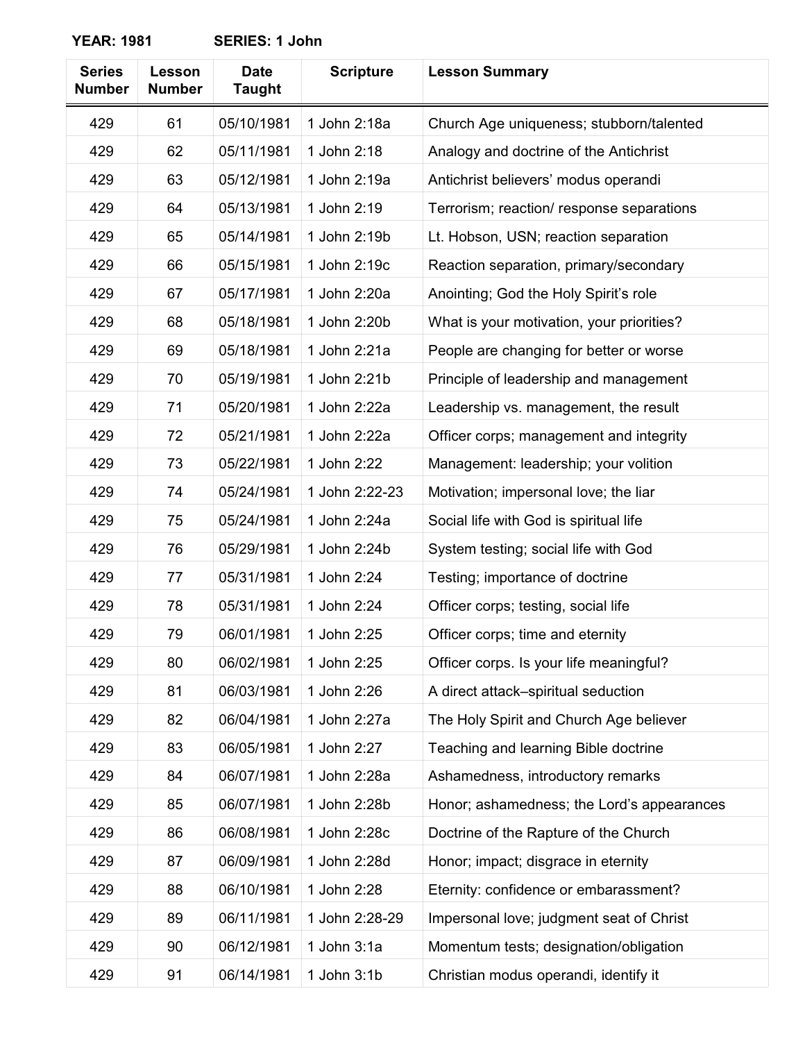**YEAR: 1981 SERIES: 1 John**

| Series Number | Lesson Number | Date Taught | Scripture | Lesson Summary |
|---|---|---|---|---|
| 429 | 61 | 05/10/1981 | 1 John 2:18a | Church Age uniqueness; stubborn/talented |
| 429 | 62 | 05/11/1981 | 1 John 2:18 | Analogy and doctrine of the Antichrist |
| 429 | 63 | 05/12/1981 | 1 John 2:19a | Antichrist believers' modus operandi |
| 429 | 64 | 05/13/1981 | 1 John 2:19 | Terrorism; reaction/ response separations |
| 429 | 65 | 05/14/1981 | 1 John 2:19b | Lt. Hobson, USN; reaction separation |
| 429 | 66 | 05/15/1981 | 1 John 2:19c | Reaction separation, primary/secondary |
| 429 | 67 | 05/17/1981 | 1 John 2:20a | Anointing; God the Holy Spirit's role |
| 429 | 68 | 05/18/1981 | 1 John 2:20b | What is your motivation, your priorities? |
| 429 | 69 | 05/18/1981 | 1 John 2:21a | People are changing for better or worse |
| 429 | 70 | 05/19/1981 | 1 John 2:21b | Principle of leadership and management |
| 429 | 71 | 05/20/1981 | 1 John 2:22a | Leadership vs. management, the result |
| 429 | 72 | 05/21/1981 | 1 John 2:22a | Officer corps; management and integrity |
| 429 | 73 | 05/22/1981 | 1 John 2:22 | Management: leadership; your volition |
| 429 | 74 | 05/24/1981 | 1 John 2:22-23 | Motivation; impersonal love; the liar |
| 429 | 75 | 05/24/1981 | 1 John 2:24a | Social life with God is spiritual life |
| 429 | 76 | 05/29/1981 | 1 John 2:24b | System testing; social life with God |
| 429 | 77 | 05/31/1981 | 1 John 2:24 | Testing; importance of doctrine |
| 429 | 78 | 05/31/1981 | 1 John 2:24 | Officer corps; testing, social life |
| 429 | 79 | 06/01/1981 | 1 John 2:25 | Officer corps; time and eternity |
| 429 | 80 | 06/02/1981 | 1 John 2:25 | Officer corps. Is your life meaningful? |
| 429 | 81 | 06/03/1981 | 1 John 2:26 | A direct attack–spiritual seduction |
| 429 | 82 | 06/04/1981 | 1 John 2:27a | The Holy Spirit and Church Age believer |
| 429 | 83 | 06/05/1981 | 1 John 2:27 | Teaching and learning Bible doctrine |
| 429 | 84 | 06/07/1981 | 1 John 2:28a | Ashamedness, introductory remarks |
| 429 | 85 | 06/07/1981 | 1 John 2:28b | Honor; ashamedness; the Lord's appearances |
| 429 | 86 | 06/08/1981 | 1 John 2:28c | Doctrine of the Rapture of the Church |
| 429 | 87 | 06/09/1981 | 1 John 2:28d | Honor; impact; disgrace in eternity |
| 429 | 88 | 06/10/1981 | 1 John 2:28 | Eternity: confidence or embarassment? |
| 429 | 89 | 06/11/1981 | 1 John 2:28-29 | Impersonal love; judgment seat of Christ |
| 429 | 90 | 06/12/1981 | 1 John 3:1a | Momentum tests; designation/obligation |
| 429 | 91 | 06/14/1981 | 1 John 3:1b | Christian modus operandi, identify it |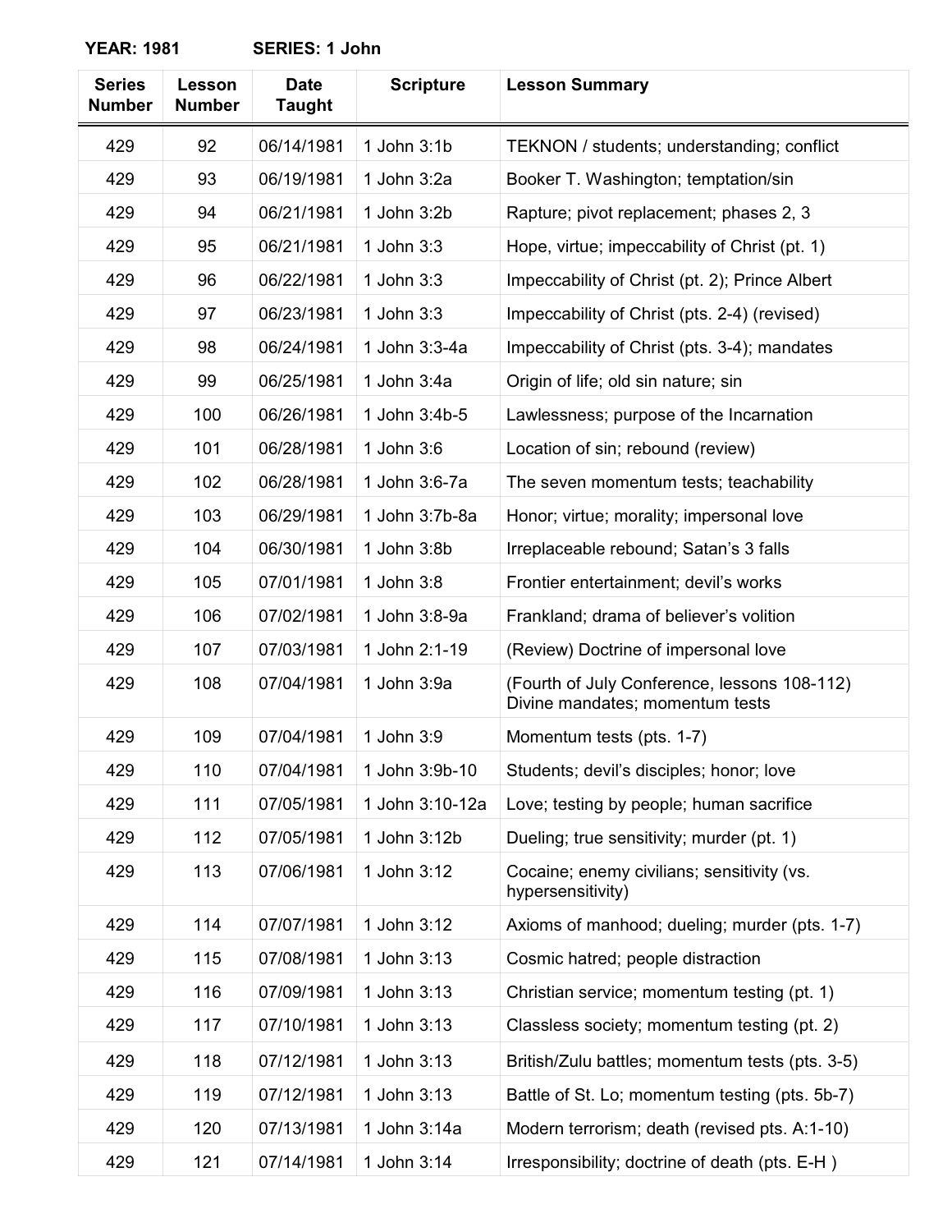**YEAR: 1981** **SERIES: 1 John**

| Series Number | Lesson Number | Date Taught | Scripture | Lesson Summary |
|---|---|---|---|---|
| 429 | 92 | 06/14/1981 | 1 John 3:1b | TEKNON / students; understanding; conflict |
| 429 | 93 | 06/19/1981 | 1 John 3:2a | Booker T. Washington; temptation/sin |
| 429 | 94 | 06/21/1981 | 1 John 3:2b | Rapture; pivot replacement; phases 2, 3 |
| 429 | 95 | 06/21/1981 | 1 John 3:3 | Hope, virtue; impeccability of Christ (pt. 1) |
| 429 | 96 | 06/22/1981 | 1 John 3:3 | Impeccability of Christ (pt. 2); Prince Albert |
| 429 | 97 | 06/23/1981 | 1 John 3:3 | Impeccability of Christ (pts. 2-4) (revised) |
| 429 | 98 | 06/24/1981 | 1 John 3:3-4a | Impeccability of Christ (pts. 3-4); mandates |
| 429 | 99 | 06/25/1981 | 1 John 3:4a | Origin of life; old sin nature; sin |
| 429 | 100 | 06/26/1981 | 1 John 3:4b-5 | Lawlessness; purpose of the Incarnation |
| 429 | 101 | 06/28/1981 | 1 John 3:6 | Location of sin; rebound (review) |
| 429 | 102 | 06/28/1981 | 1 John 3:6-7a | The seven momentum tests; teachability |
| 429 | 103 | 06/29/1981 | 1 John 3:7b-8a | Honor; virtue; morality; impersonal love |
| 429 | 104 | 06/30/1981 | 1 John 3:8b | Irreplaceable rebound; Satan's 3 falls |
| 429 | 105 | 07/01/1981 | 1 John 3:8 | Frontier entertainment; devil's works |
| 429 | 106 | 07/02/1981 | 1 John 3:8-9a | Frankland; drama of believer's volition |
| 429 | 107 | 07/03/1981 | 1 John 2:1-19 | (Review) Doctrine of impersonal love |
| 429 | 108 | 07/04/1981 | 1 John 3:9a | (Fourth of July Conference, lessons 108-112) Divine mandates; momentum tests |
| 429 | 109 | 07/04/1981 | 1 John 3:9 | Momentum tests (pts. 1-7) |
| 429 | 110 | 07/04/1981 | 1 John 3:9b-10 | Students; devil's disciples; honor; love |
| 429 | 111 | 07/05/1981 | 1 John 3:10-12a | Love; testing by people; human sacrifice |
| 429 | 112 | 07/05/1981 | 1 John 3:12b | Dueling; true sensitivity; murder (pt. 1) |
| 429 | 113 | 07/06/1981 | 1 John 3:12 | Cocaine; enemy civilians; sensitivity (vs. hypersensitivity) |
| 429 | 114 | 07/07/1981 | 1 John 3:12 | Axioms of manhood; dueling; murder (pts. 1-7) |
| 429 | 115 | 07/08/1981 | 1 John 3:13 | Cosmic hatred; people distraction |
| 429 | 116 | 07/09/1981 | 1 John 3:13 | Christian service; momentum testing (pt. 1) |
| 429 | 117 | 07/10/1981 | 1 John 3:13 | Classless society; momentum testing (pt. 2) |
| 429 | 118 | 07/12/1981 | 1 John 3:13 | British/Zulu battles; momentum tests (pts. 3-5) |
| 429 | 119 | 07/12/1981 | 1 John 3:13 | Battle of St. Lo; momentum testing (pts. 5b-7) |
| 429 | 120 | 07/13/1981 | 1 John 3:14a | Modern terrorism; death (revised pts. A:1-10) |
| 429 | 121 | 07/14/1981 | 1 John 3:14 | Irresponsibility; doctrine of death (pts. E-H ) |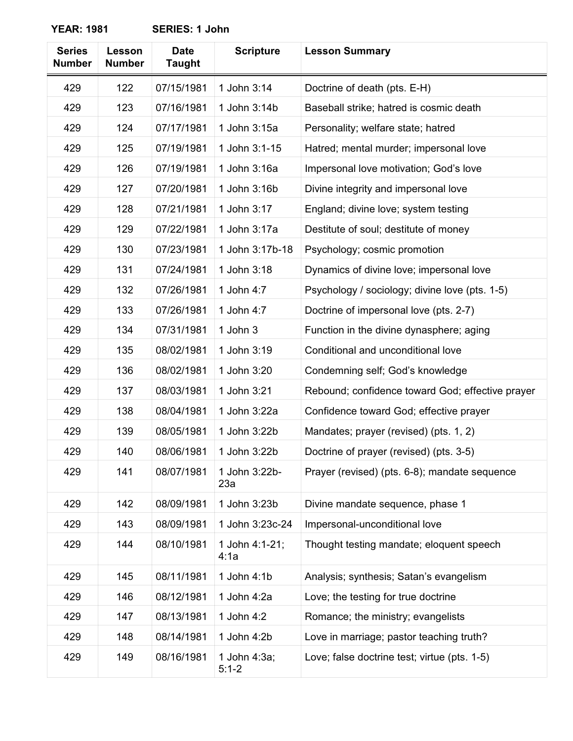**YEAR: 1981 SERIES: 1 John**

| Series Number | Lesson Number | Date Taught | Scripture | Lesson Summary |
|---|---|---|---|---|
| 429 | 122 | 07/15/1981 | 1 John 3:14 | Doctrine of death (pts. E-H) |
| 429 | 123 | 07/16/1981 | 1 John 3:14b | Baseball strike; hatred is cosmic death |
| 429 | 124 | 07/17/1981 | 1 John 3:15a | Personality; welfare state; hatred |
| 429 | 125 | 07/19/1981 | 1 John 3:1-15 | Hatred; mental murder; impersonal love |
| 429 | 126 | 07/19/1981 | 1 John 3:16a | Impersonal love motivation; God's love |
| 429 | 127 | 07/20/1981 | 1 John 3:16b | Divine integrity and impersonal love |
| 429 | 128 | 07/21/1981 | 1 John 3:17 | England; divine love; system testing |
| 429 | 129 | 07/22/1981 | 1 John 3:17a | Destitute of soul; destitute of money |
| 429 | 130 | 07/23/1981 | 1 John 3:17b-18 | Psychology; cosmic promotion |
| 429 | 131 | 07/24/1981 | 1 John 3:18 | Dynamics of divine love; impersonal love |
| 429 | 132 | 07/26/1981 | 1 John 4:7 | Psychology / sociology; divine love (pts. 1-5) |
| 429 | 133 | 07/26/1981 | 1 John 4:7 | Doctrine of impersonal love (pts. 2-7) |
| 429 | 134 | 07/31/1981 | 1 John 3 | Function in the divine dynasphere; aging |
| 429 | 135 | 08/02/1981 | 1 John 3:19 | Conditional and unconditional love |
| 429 | 136 | 08/02/1981 | 1 John 3:20 | Condemning self; God's knowledge |
| 429 | 137 | 08/03/1981 | 1 John 3:21 | Rebound; confidence toward God; effective prayer |
| 429 | 138 | 08/04/1981 | 1 John 3:22a | Confidence toward God; effective prayer |
| 429 | 139 | 08/05/1981 | 1 John 3:22b | Mandates; prayer (revised) (pts. 1, 2) |
| 429 | 140 | 08/06/1981 | 1 John 3:22b | Doctrine of prayer (revised) (pts. 3-5) |
| 429 | 141 | 08/07/1981 | 1 John 3:22b-23a | Prayer (revised) (pts. 6-8); mandate sequence |
| 429 | 142 | 08/09/1981 | 1 John 3:23b | Divine mandate sequence, phase 1 |
| 429 | 143 | 08/09/1981 | 1 John 3:23c-24 | Impersonal-unconditional love |
| 429 | 144 | 08/10/1981 | 1 John 4:1-21; 4:1a | Thought testing mandate; eloquent speech |
| 429 | 145 | 08/11/1981 | 1 John 4:1b | Analysis; synthesis; Satan's evangelism |
| 429 | 146 | 08/12/1981 | 1 John 4:2a | Love; the testing for true doctrine |
| 429 | 147 | 08/13/1981 | 1 John 4:2 | Romance; the ministry; evangelists |
| 429 | 148 | 08/14/1981 | 1 John 4:2b | Love in marriage; pastor teaching truth? |
| 429 | 149 | 08/16/1981 | 1 John 4:3a; 5:1-2 | Love; false doctrine test; virtue (pts. 1-5) |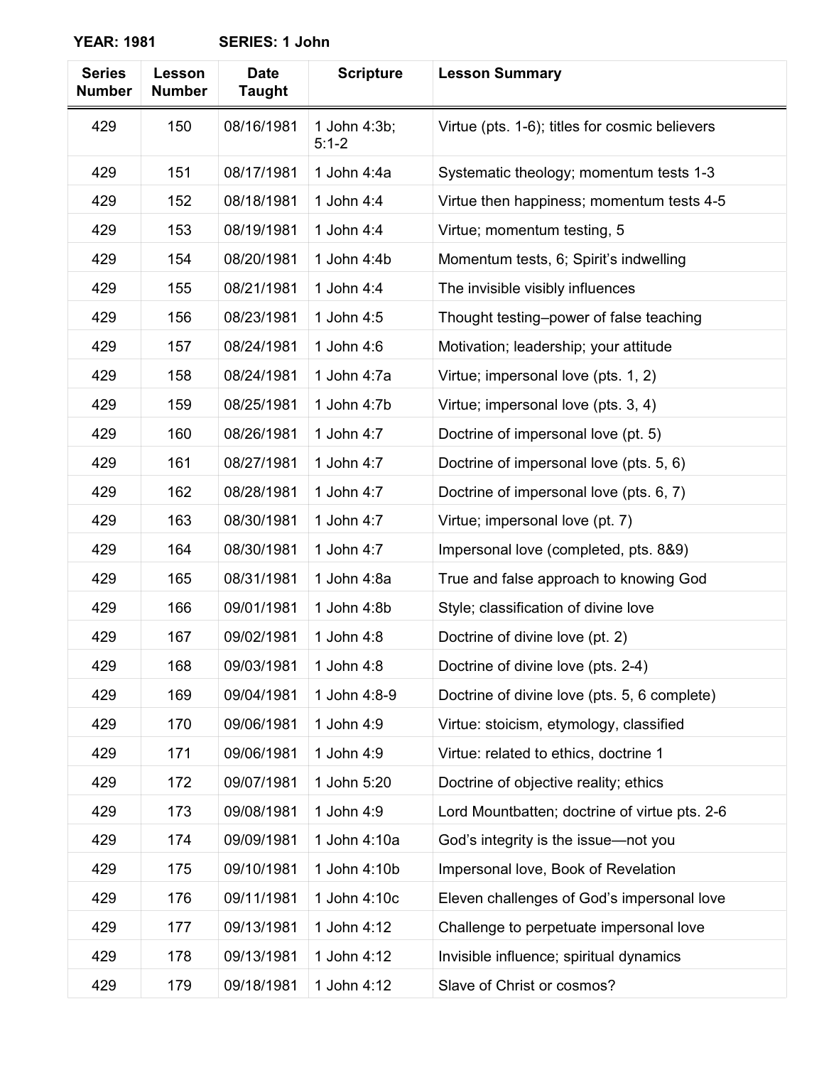**YEAR: 1981** **SERIES: 1 John**

| Series Number | Lesson Number | Date Taught | Scripture | Lesson Summary |
|---|---|---|---|---|
| 429 | 150 | 08/16/1981 | 1 John 4:3b; 5:1-2 | Virtue (pts. 1-6); titles for cosmic believers |
| 429 | 151 | 08/17/1981 | 1 John 4:4a | Systematic theology; momentum tests 1-3 |
| 429 | 152 | 08/18/1981 | 1 John 4:4 | Virtue then happiness; momentum tests 4-5 |
| 429 | 153 | 08/19/1981 | 1 John 4:4 | Virtue; momentum testing, 5 |
| 429 | 154 | 08/20/1981 | 1 John 4:4b | Momentum tests, 6; Spirit's indwelling |
| 429 | 155 | 08/21/1981 | 1 John 4:4 | The invisible visibly influences |
| 429 | 156 | 08/23/1981 | 1 John 4:5 | Thought testing–power of false teaching |
| 429 | 157 | 08/24/1981 | 1 John 4:6 | Motivation; leadership; your attitude |
| 429 | 158 | 08/24/1981 | 1 John 4:7a | Virtue; impersonal love (pts. 1, 2) |
| 429 | 159 | 08/25/1981 | 1 John 4:7b | Virtue; impersonal love (pts. 3, 4) |
| 429 | 160 | 08/26/1981 | 1 John 4:7 | Doctrine of impersonal love (pt. 5) |
| 429 | 161 | 08/27/1981 | 1 John 4:7 | Doctrine of impersonal love (pts. 5, 6) |
| 429 | 162 | 08/28/1981 | 1 John 4:7 | Doctrine of impersonal love (pts. 6, 7) |
| 429 | 163 | 08/30/1981 | 1 John 4:7 | Virtue; impersonal love (pt. 7) |
| 429 | 164 | 08/30/1981 | 1 John 4:7 | Impersonal love (completed, pts. 8&9) |
| 429 | 165 | 08/31/1981 | 1 John 4:8a | True and false approach to knowing God |
| 429 | 166 | 09/01/1981 | 1 John 4:8b | Style; classification of divine love |
| 429 | 167 | 09/02/1981 | 1 John 4:8 | Doctrine of divine love (pt. 2) |
| 429 | 168 | 09/03/1981 | 1 John 4:8 | Doctrine of divine love (pts. 2-4) |
| 429 | 169 | 09/04/1981 | 1 John 4:8-9 | Doctrine of divine love (pts. 5, 6 complete) |
| 429 | 170 | 09/06/1981 | 1 John 4:9 | Virtue: stoicism, etymology, classified |
| 429 | 171 | 09/06/1981 | 1 John 4:9 | Virtue: related to ethics, doctrine 1 |
| 429 | 172 | 09/07/1981 | 1 John 5:20 | Doctrine of objective reality; ethics |
| 429 | 173 | 09/08/1981 | 1 John 4:9 | Lord Mountbatten; doctrine of virtue pts. 2-6 |
| 429 | 174 | 09/09/1981 | 1 John 4:10a | God's integrity is the issue—not you |
| 429 | 175 | 09/10/1981 | 1 John 4:10b | Impersonal love, Book of Revelation |
| 429 | 176 | 09/11/1981 | 1 John 4:10c | Eleven challenges of God's impersonal love |
| 429 | 177 | 09/13/1981 | 1 John 4:12 | Challenge to perpetuate impersonal love |
| 429 | 178 | 09/13/1981 | 1 John 4:12 | Invisible influence; spiritual dynamics |
| 429 | 179 | 09/18/1981 | 1 John 4:12 | Slave of Christ or cosmos? |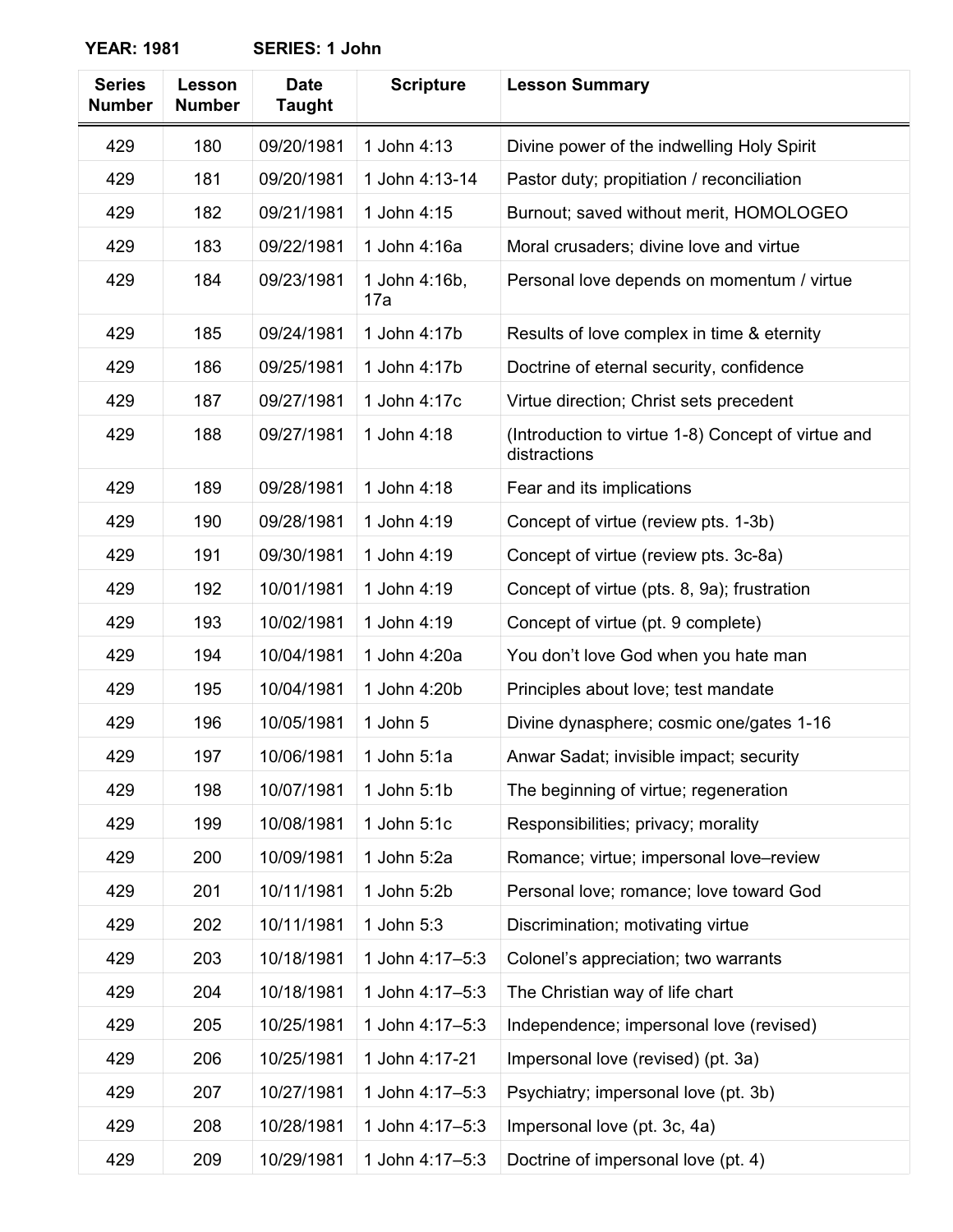**YEAR: 1981 SERIES: 1 John**

| Series Number | Lesson Number | Date Taught | Scripture | Lesson Summary |
|---|---|---|---|---|
| 429 | 180 | 09/20/1981 | 1 John 4:13 | Divine power of the indwelling Holy Spirit |
| 429 | 181 | 09/20/1981 | 1 John 4:13-14 | Pastor duty; propitiation / reconciliation |
| 429 | 182 | 09/21/1981 | 1 John 4:15 | Burnout; saved without merit, HOMOLOGEO |
| 429 | 183 | 09/22/1981 | 1 John 4:16a | Moral crusaders; divine love and virtue |
| 429 | 184 | 09/23/1981 | 1 John 4:16b, 17a | Personal love depends on momentum / virtue |
| 429 | 185 | 09/24/1981 | 1 John 4:17b | Results of love complex in time & eternity |
| 429 | 186 | 09/25/1981 | 1 John 4:17b | Doctrine of eternal security, confidence |
| 429 | 187 | 09/27/1981 | 1 John 4:17c | Virtue direction; Christ sets precedent |
| 429 | 188 | 09/27/1981 | 1 John 4:18 | (Introduction to virtue 1-8) Concept of virtue and distractions |
| 429 | 189 | 09/28/1981 | 1 John 4:18 | Fear and its implications |
| 429 | 190 | 09/28/1981 | 1 John 4:19 | Concept of virtue (review pts. 1-3b) |
| 429 | 191 | 09/30/1981 | 1 John 4:19 | Concept of virtue (review pts. 3c-8a) |
| 429 | 192 | 10/01/1981 | 1 John 4:19 | Concept of virtue (pts. 8, 9a); frustration |
| 429 | 193 | 10/02/1981 | 1 John 4:19 | Concept of virtue (pt. 9 complete) |
| 429 | 194 | 10/04/1981 | 1 John 4:20a | You don't love God when you hate man |
| 429 | 195 | 10/04/1981 | 1 John 4:20b | Principles about love; test mandate |
| 429 | 196 | 10/05/1981 | 1 John 5 | Divine dynasphere; cosmic one/gates 1-16 |
| 429 | 197 | 10/06/1981 | 1 John 5:1a | Anwar Sadat; invisible impact; security |
| 429 | 198 | 10/07/1981 | 1 John 5:1b | The beginning of virtue; regeneration |
| 429 | 199 | 10/08/1981 | 1 John 5:1c | Responsibilities; privacy; morality |
| 429 | 200 | 10/09/1981 | 1 John 5:2a | Romance; virtue; impersonal love–review |
| 429 | 201 | 10/11/1981 | 1 John 5:2b | Personal love; romance; love toward God |
| 429 | 202 | 10/11/1981 | 1 John 5:3 | Discrimination; motivating virtue |
| 429 | 203 | 10/18/1981 | 1 John 4:17–5:3 | Colonel's appreciation; two warrants |
| 429 | 204 | 10/18/1981 | 1 John 4:17–5:3 | The Christian way of life chart |
| 429 | 205 | 10/25/1981 | 1 John 4:17–5:3 | Independence; impersonal love (revised) |
| 429 | 206 | 10/25/1981 | 1 John 4:17-21 | Impersonal love (revised) (pt. 3a) |
| 429 | 207 | 10/27/1981 | 1 John 4:17–5:3 | Psychiatry; impersonal love (pt. 3b) |
| 429 | 208 | 10/28/1981 | 1 John 4:17–5:3 | Impersonal love (pt. 3c, 4a) |
| 429 | 209 | 10/29/1981 | 1 John 4:17–5:3 | Doctrine of impersonal love (pt. 4) |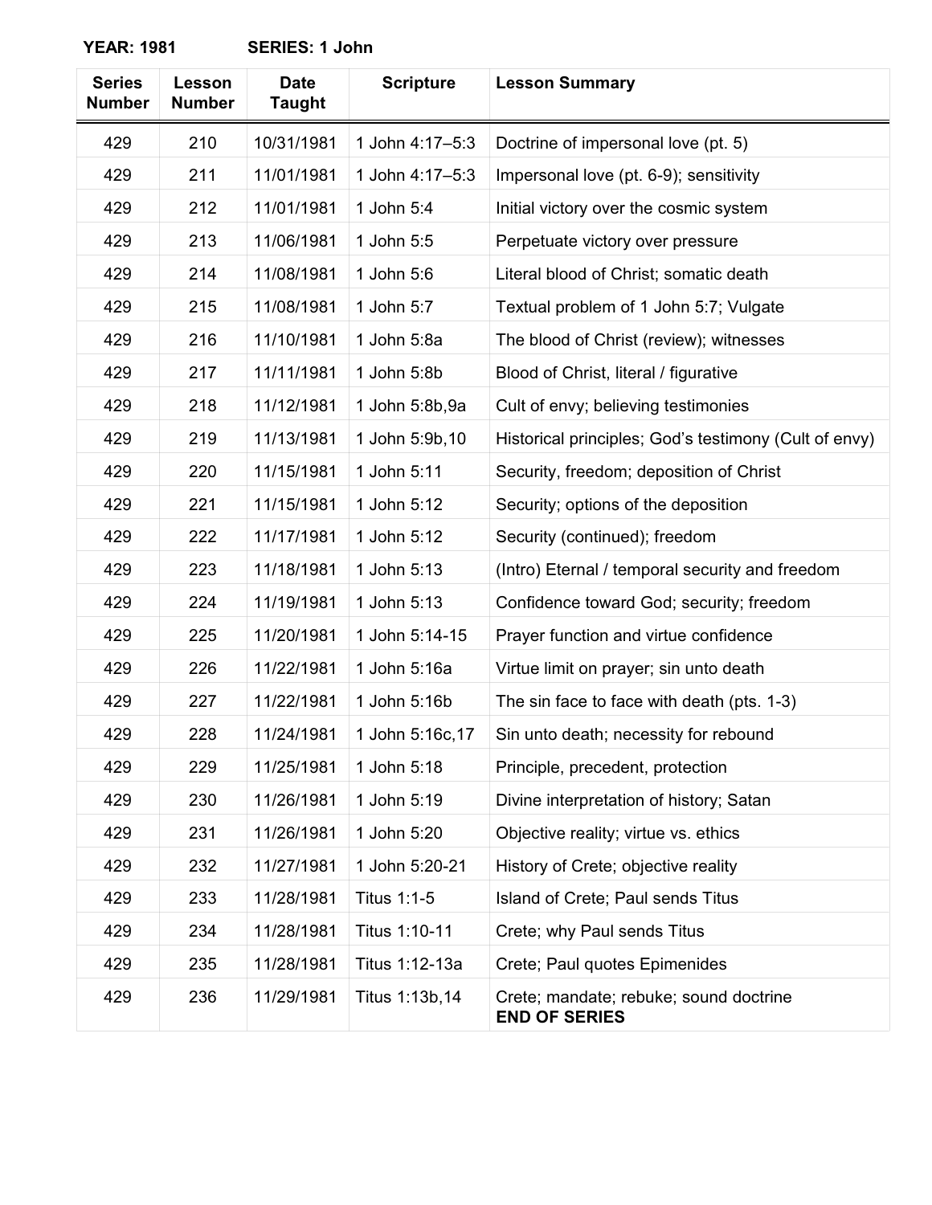**YEAR: 1981 SERIES: 1 John**

| Series Number | Lesson Number | Date Taught | Scripture | Lesson Summary |
|---|---|---|---|---|
| 429 | 210 | 10/31/1981 | 1 John 4:17–5:3 | Doctrine of impersonal love (pt. 5) |
| 429 | 211 | 11/01/1981 | 1 John 4:17–5:3 | Impersonal love (pt. 6-9); sensitivity |
| 429 | 212 | 11/01/1981 | 1 John 5:4 | Initial victory over the cosmic system |
| 429 | 213 | 11/06/1981 | 1 John 5:5 | Perpetuate victory over pressure |
| 429 | 214 | 11/08/1981 | 1 John 5:6 | Literal blood of Christ; somatic death |
| 429 | 215 | 11/08/1981 | 1 John 5:7 | Textual problem of 1 John 5:7; Vulgate |
| 429 | 216 | 11/10/1981 | 1 John 5:8a | The blood of Christ (review); witnesses |
| 429 | 217 | 11/11/1981 | 1 John 5:8b | Blood of Christ, literal / figurative |
| 429 | 218 | 11/12/1981 | 1 John 5:8b,9a | Cult of envy; believing testimonies |
| 429 | 219 | 11/13/1981 | 1 John 5:9b,10 | Historical principles; God's testimony (Cult of envy) |
| 429 | 220 | 11/15/1981 | 1 John 5:11 | Security, freedom; deposition of Christ |
| 429 | 221 | 11/15/1981 | 1 John 5:12 | Security; options of the deposition |
| 429 | 222 | 11/17/1981 | 1 John 5:12 | Security (continued); freedom |
| 429 | 223 | 11/18/1981 | 1 John 5:13 | (Intro) Eternal / temporal security and freedom |
| 429 | 224 | 11/19/1981 | 1 John 5:13 | Confidence toward God; security; freedom |
| 429 | 225 | 11/20/1981 | 1 John 5:14-15 | Prayer function and virtue confidence |
| 429 | 226 | 11/22/1981 | 1 John 5:16a | Virtue limit on prayer; sin unto death |
| 429 | 227 | 11/22/1981 | 1 John 5:16b | The sin face to face with death (pts. 1-3) |
| 429 | 228 | 11/24/1981 | 1 John 5:16c,17 | Sin unto death; necessity for rebound |
| 429 | 229 | 11/25/1981 | 1 John 5:18 | Principle, precedent, protection |
| 429 | 230 | 11/26/1981 | 1 John 5:19 | Divine interpretation of history; Satan |
| 429 | 231 | 11/26/1981 | 1 John 5:20 | Objective reality; virtue vs. ethics |
| 429 | 232 | 11/27/1981 | 1 John 5:20-21 | History of Crete; objective reality |
| 429 | 233 | 11/28/1981 | Titus 1:1-5 | Island of Crete; Paul sends Titus |
| 429 | 234 | 11/28/1981 | Titus 1:10-11 | Crete; why Paul sends Titus |
| 429 | 235 | 11/28/1981 | Titus 1:12-13a | Crete; Paul quotes Epimenides |
| 429 | 236 | 11/29/1981 | Titus 1:13b,14 | Crete; mandate; rebuke; sound doctrine **END OF SERIES** |